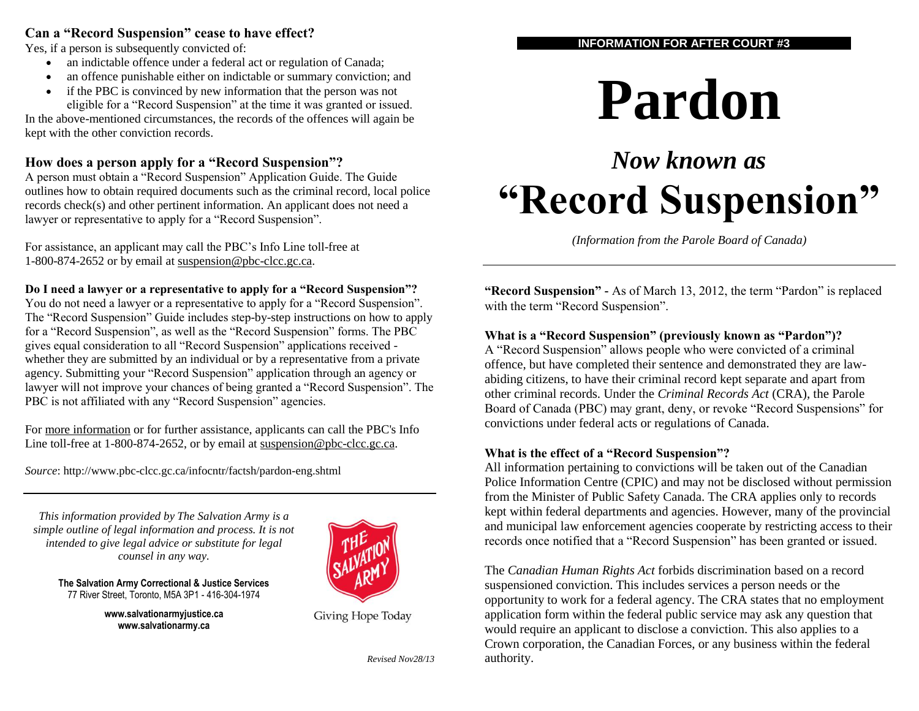**INFORMATION FOR AFTER COURT #3**

# Pardon

## *Now known as*

# "Record Suspension"

*(Information from the Parole Board of Canada)*

---

**"Record Suspension"** - As of March 13, 2012, the term "Pardon" is replaced with the term "Record Suspension".

**What is a "Record Suspension" (previously known as "Pardon")?**
A "Record Suspension" allows people who were convicted of a criminal offence, but have completed their sentence and demonstrated they are law-abiding citizens, to have their criminal record kept separate and apart from other criminal records. Under the *Criminal Records Act* (CRA), the Parole Board of Canada (PBC) may grant, deny, or revoke "Record Suspensions" for convictions under federal acts or regulations of Canada.

**What is the effect of a "Record Suspension"?**
All information pertaining to convictions will be taken out of the Canadian Police Information Centre (CPIC) and may not be disclosed without permission from the Minister of Public Safety Canada. The CRA applies only to records kept within federal departments and agencies. However, many of the provincial and municipal law enforcement agencies cooperate by restricting access to their records once notified that a "Record Suspension" has been granted or issued.

The *Canadian Human Rights Act* forbids discrimination based on a record suspensioned conviction. This includes services a person needs or the opportunity to work for a federal agency. The CRA states that no employment application form within the federal public service may ask any question that would require an applicant to disclose a conviction. This also applies to a Crown corporation, the Canadian Forces, or any business within the federal authority.

**Can a "Record Suspension" cease to have effect?**
Yes, if a person is subsequently convicted of:

- an indictable offence under a federal act or regulation of Canada;
- an offence punishable either on indictable or summary conviction; and
- if the PBC is convinced by new information that the person was not eligible for a "Record Suspension" at the time it was granted or issued.

In the above-mentioned circumstances, the records of the offences will again be kept with the other conviction records.

**How does a person apply for a "Record Suspension"?**
A person must obtain a "Record Suspension" Application Guide. The Guide outlines how to obtain required documents such as the criminal record, local police records check(s) and other pertinent information. An applicant does not need a lawyer or representative to apply for a "Record Suspension".

For assistance, an applicant may call the PBC's Info Line toll-free at 1-800-874-2652 or by email at suspension@pbc-clcc.gc.ca.

**Do I need a lawyer or a representative to apply for a "Record Suspension"?**
You do not need a lawyer or a representative to apply for a "Record Suspension". The "Record Suspension" Guide includes step-by-step instructions on how to apply for a "Record Suspension", as well as the "Record Suspension" forms. The PBC gives equal consideration to all "Record Suspension" applications received - whether they are submitted by an individual or by a representative from a private agency. Submitting your "Record Suspension" application through an agency or lawyer will not improve your chances of being granted a "Record Suspension". The PBC is not affiliated with any "Record Suspension" agencies.

For more information or for further assistance, applicants can call the PBC's Info Line toll-free at 1-800-874-2652, or by email at suspension@pbc-clcc.gc.ca.

*Source*: http://www.pbc-clcc.gc.ca/infocntr/factsh/pardon-eng.shtml

---

*This information provided by The Salvation Army is a simple outline of legal information and process. It is not intended to give legal advice or substitute for legal counsel in any way.*

**The Salvation Army Correctional & Justice Services**
77 River Street, Toronto, M5A 3P1 - 416-304-1974

**www.salvationarmyjustice.ca**
**www.salvationarmy.ca**

Giving Hope Today

*Revised Nov28/13*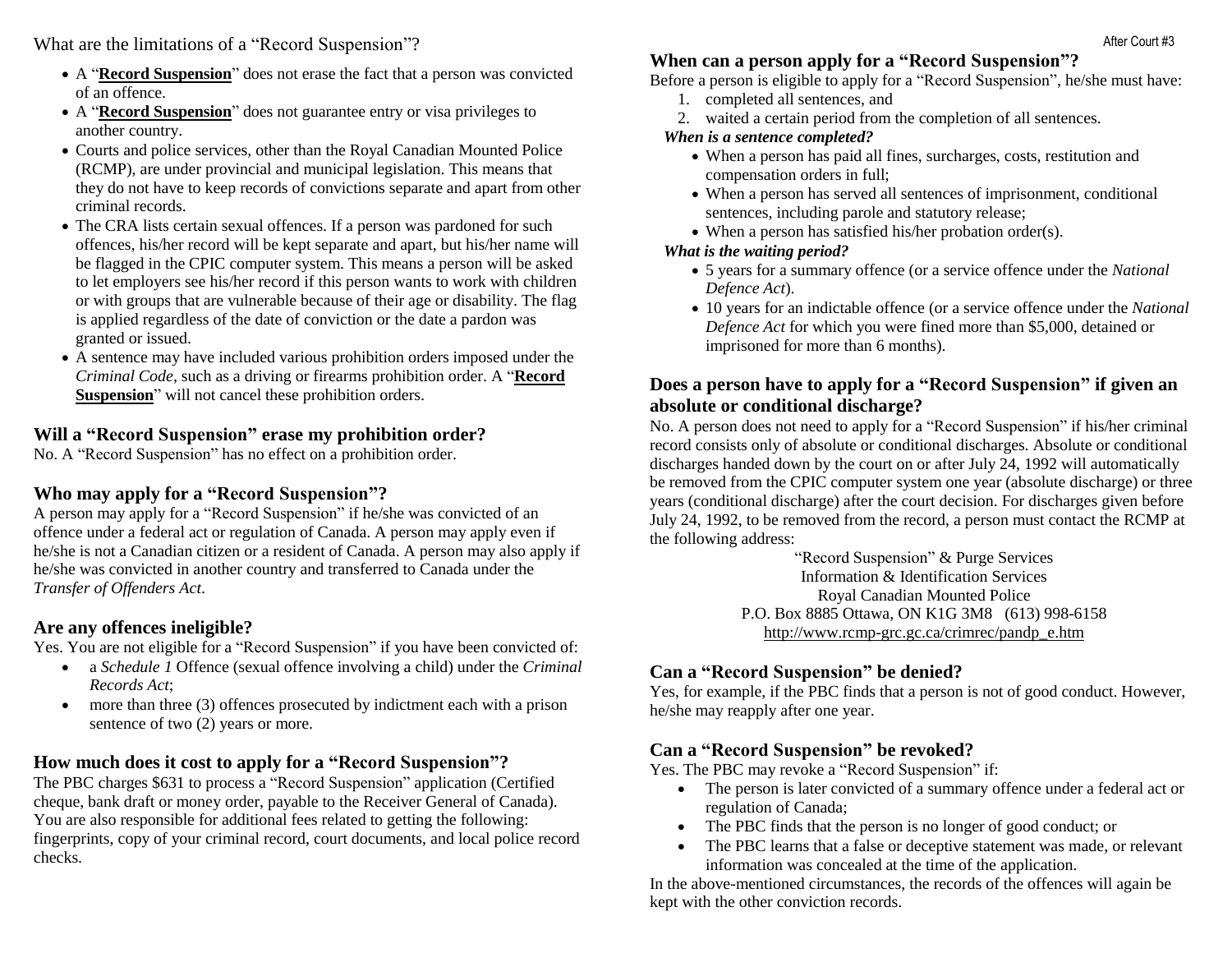What are the limitations of a "Record Suspension"?

- A "**Record Suspension**" does not erase the fact that a person was convicted of an offence.
- A "**Record Suspension**" does not guarantee entry or visa privileges to another country.
- Courts and police services, other than the Royal Canadian Mounted Police (RCMP), are under provincial and municipal legislation. This means that they do not have to keep records of convictions separate and apart from other criminal records.
- The CRA lists certain sexual offences. If a person was pardoned for such offences, his/her record will be kept separate and apart, but his/her name will be flagged in the CPIC computer system. This means a person will be asked to let employers see his/her record if this person wants to work with children or with groups that are vulnerable because of their age or disability. The flag is applied regardless of the date of conviction or the date a pardon was granted or issued.
- A sentence may have included various prohibition orders imposed under the *Criminal Code*, such as a driving or firearms prohibition order. A "**Record Suspension**" will not cancel these prohibition orders.

## Will a "Record Suspension" erase my prohibition order?

No. A "Record Suspension" has no effect on a prohibition order.

## Who may apply for a "Record Suspension"?

A person may apply for a "Record Suspension" if he/she was convicted of an offence under a federal act or regulation of Canada. A person may apply even if he/she is not a Canadian citizen or a resident of Canada. A person may also apply if he/she was convicted in another country and transferred to Canada under the *Transfer of Offenders Act*.

## Are any offences ineligible?

Yes. You are not eligible for a "Record Suspension" if you have been convicted of:

- a *Schedule 1* Offence (sexual offence involving a child) under the *Criminal Records Act*;
- more than three (3) offences prosecuted by indictment each with a prison sentence of two (2) years or more.

## How much does it cost to apply for a "Record Suspension"?

The PBC charges $631 to process a "Record Suspension" application (Certified cheque, bank draft or money order, payable to the Receiver General of Canada). You are also responsible for additional fees related to getting the following: fingerprints, copy of your criminal record, court documents, and local police record checks.

## When can a person apply for a "Record Suspension"?

Before a person is eligible to apply for a "Record Suspension", he/she must have:

1. completed all sentences, and
2. waited a certain period from the completion of all sentences.

***When is a sentence completed?***

- When a person has paid all fines, surcharges, costs, restitution and compensation orders in full;
- When a person has served all sentences of imprisonment, conditional sentences, including parole and statutory release;
- When a person has satisfied his/her probation order(s).

***What is the waiting period?***

- 5 years for a summary offence (or a service offence under the *National Defence Act*).
- 10 years for an indictable offence (or a service offence under the *National Defence Act* for which you were fined more than $5,000, detained or imprisoned for more than 6 months).

## Does a person have to apply for a "Record Suspension" if given an absolute or conditional discharge?

No. A person does not need to apply for a "Record Suspension" if his/her criminal record consists only of absolute or conditional discharges. Absolute or conditional discharges handed down by the court on or after July 24, 1992 will automatically be removed from the CPIC computer system one year (absolute discharge) or three years (conditional discharge) after the court decision. For discharges given before July 24, 1992, to be removed from the record, a person must contact the RCMP at the following address:

"Record Suspension" & Purge Services
Information & Identification Services
Royal Canadian Mounted Police
P.O. Box 8885 Ottawa, ON K1G 3M8 (613) 998-6158
http://www.rcmp-grc.gc.ca/crimrec/pandp_e.htm

## Can a "Record Suspension" be denied?

Yes, for example, if the PBC finds that a person is not of good conduct. However, he/she may reapply after one year.

## Can a "Record Suspension" be revoked?

Yes. The PBC may revoke a "Record Suspension" if:

- The person is later convicted of a summary offence under a federal act or regulation of Canada;
- The PBC finds that the person is no longer of good conduct; or
- The PBC learns that a false or deceptive statement was made, or relevant information was concealed at the time of the application.

In the above-mentioned circumstances, the records of the offences will again be kept with the other conviction records.